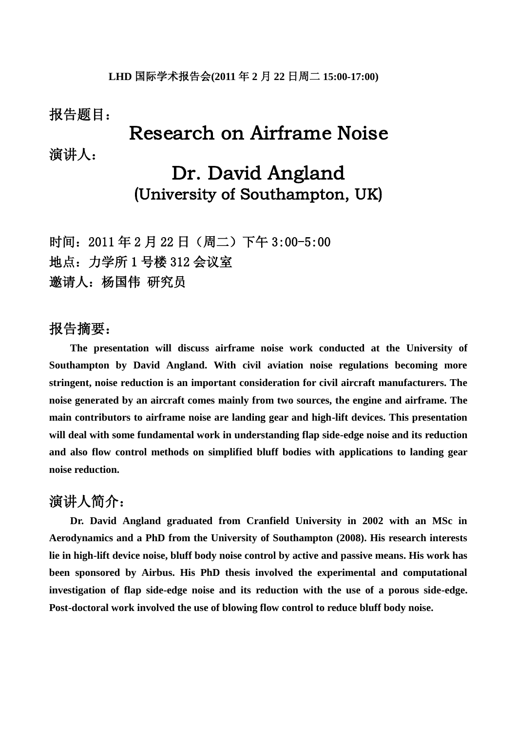**LHD 国际学术报告会(2011 年 2 月 22 日周二 15:00-17:00)**

报告题目：

# Research on Airframe Noise

演讲人：

## Dr. David Angland

### (University of Southampton, UK)

时间：2011 年 2 月 22 日（周二）下午 3:00-5:00

地点：力学所 1 号楼 312 会议室

邀请人：杨国伟 研究员

## 报告摘要：

**The presentation will discuss airframe noise work conducted at the University of Southampton by David Angland. With civil aviation noise regulations becoming more stringent, noise reduction is an important consideration for civil aircraft manufacturers. The noise generated by an aircraft comes mainly from two sources, the engine and airframe. The main contributors to airframe noise are landing gear and high-lift devices. This presentation will deal with some fundamental work in understanding flap side-edge noise and its reduction and also flow control methods on simplified bluff bodies with applications to landing gear noise reduction.**

## 演讲人简介：

**Dr. David Angland graduated from Cranfield University in 2002 with an MSc in Aerodynamics and a PhD from the University of Southampton (2008). His research interests lie in high-lift device noise, bluff body noise control by active and passive means. His work has been sponsored by Airbus. His PhD thesis involved the experimental and computational investigation of flap side-edge noise and its reduction with the use of a porous side-edge. Post-doctoral work involved the use of blowing flow control to reduce bluff body noise.**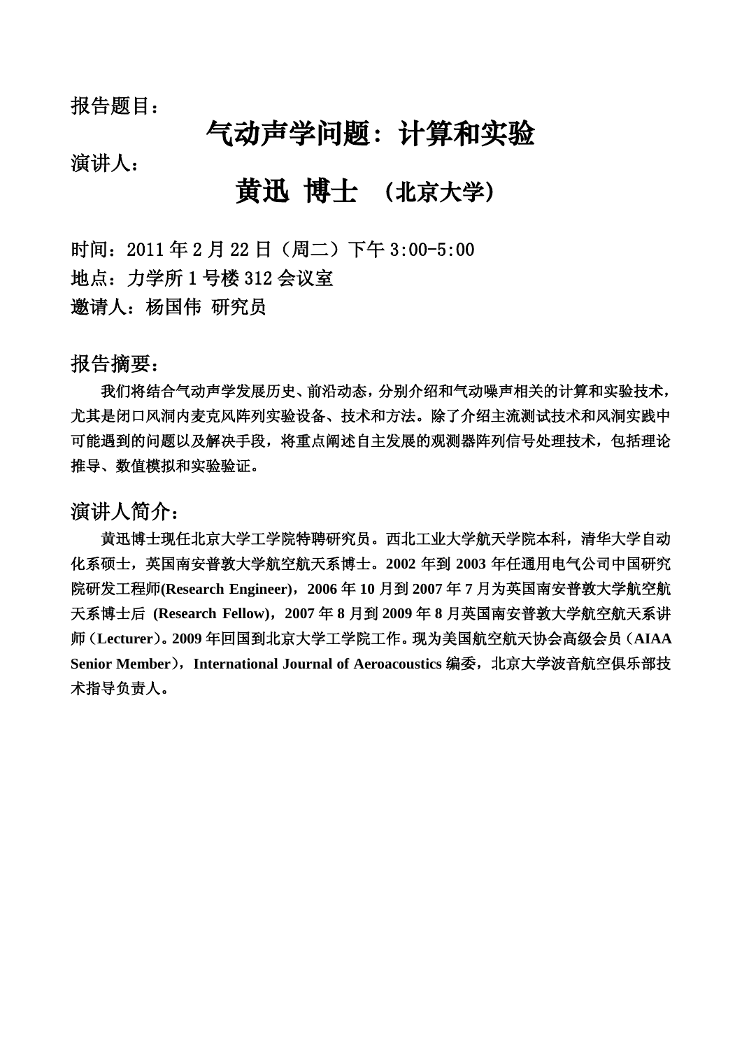报告题目：

# 气动声学问题：计算和实验

演讲人：

## 黄迅 博士 （北京大学）

时间：2011 年 2 月 22 日（周二）下午 3:00-5:00

地点：力学所 1 号楼 312 会议室

邀请人：杨国伟 研究员

### 报告摘要：

**我们将结合气动声学发展历史、前沿动态，分别介绍和气动噪声相关的计算和实验技术，尤其是闭口风洞内麦克风阵列实验设备、技术和方法。除了介绍主流测试技术和风洞实践中可能遇到的问题以及解决手段，将重点阐述自主发展的观测器阵列信号处理技术，包括理论推导、数值模拟和实验验证。**

### 演讲人简介：

**黄迅博士现任北京大学工学院特聘研究员。西北工业大学航天学院本科，清华大学自动化系硕士，英国南安普敦大学航空航天系博士。2002 年到 2003 年任通用电气公司中国研究院研发工程师(Research Engineer)，2006 年 10 月到 2007 年 7 月为英国南安普敦大学航空航天系博士后 (Research Fellow)，2007 年 8 月到 2009 年 8 月英国南安普敦大学航空航天系讲师（Lecturer）。2009 年回国到北京大学工学院工作。现为美国航空航天协会高级会员（AIAA Senior Member），International Journal of Aeroacoustics 编委，北京大学波音航空俱乐部技术指导负责人。**